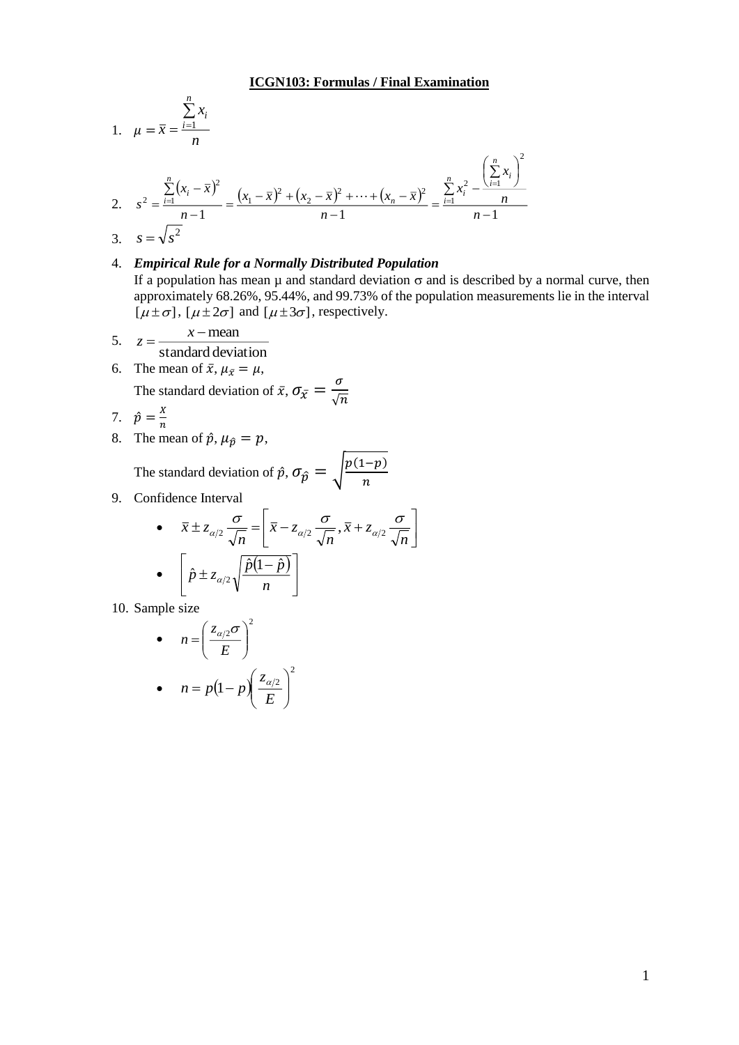**ICGN103: Formulas / Final Examination**

1. $\mu = \bar{x} = \dfrac{\sum_{i=1}^{n} x_i}{n}$

2. $s^2 = \dfrac{\sum_{i=1}^{n}(x_i - \bar{x})^2}{n-1} = \dfrac{(x_1 - \bar{x})^2 + (x_2 - \bar{x})^2 + \cdots + (x_n - \bar{x})^2}{n-1} = \dfrac{\sum_{i=1}^{n} x_i^2 - \dfrac{\left(\sum_{i=1}^{n} x_i\right)^2}{n}}{n-1}$

3. $s = \sqrt{s^2}$

4. ***Empirical Rule for a Normally Distributed Population***
   If a population has mean μ and standard deviation σ and is described by a normal curve, then approximately 68.26%, 95.44%, and 99.73% of the population measurements lie in the interval $[\mu \pm \sigma]$, $[\mu \pm 2\sigma]$ and $[\mu \pm 3\sigma]$, respectively.

5. $z = \dfrac{x - \text{mean}}{\text{standard deviation}}$

6. The mean of $\bar{x}$, $\mu_{\bar{x}} = \mu$,
   The standard deviation of $\bar{x}$, $\sigma_{\bar{x}} = \dfrac{\sigma}{\sqrt{n}}$

7. $\hat{p} = \dfrac{x}{n}$

8. The mean of $\hat{p}$, $\mu_{\hat{p}} = p$,
   The standard deviation of $\hat{p}$, $\sigma_{\hat{p}} = \sqrt{\dfrac{p(1-p)}{n}}$

9. Confidence Interval
   - $\bar{x} \pm z_{\alpha/2}\dfrac{\sigma}{\sqrt{n}} = \left[\bar{x} - z_{\alpha/2}\dfrac{\sigma}{\sqrt{n}}, \bar{x} + z_{\alpha/2}\dfrac{\sigma}{\sqrt{n}}\right]$
   - $\left[\hat{p} \pm z_{\alpha/2}\sqrt{\dfrac{\hat{p}(1-\hat{p})}{n}}\right]$

10. Sample size
   - $n = \left(\dfrac{z_{\alpha/2}\sigma}{E}\right)^2$
   - $n = p(1-p)\left(\dfrac{z_{\alpha/2}}{E}\right)^2$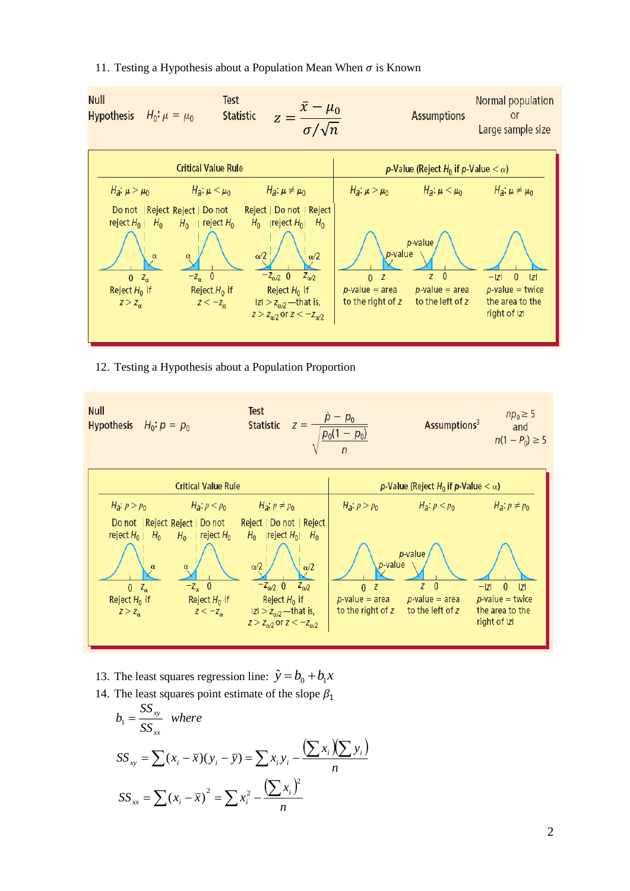11. Testing a Hypothesis about a Population Mean When $\sigma$ is Known

**Null Hypothesis** $H_0: \mu = \mu_0$

**Test Statistic** $z = \dfrac{\bar{x} - \mu_0}{\sigma/\sqrt{n}}$

**Assumptions** Normal population or Large sample size

| Critical Value Rule | | | p-Value (Reject $H_0$ if p-Value $< \alpha$) | | |
|---|---|---|---|---|---|
| $H_a: \mu > \mu_0$ | $H_a: \mu < \mu_0$ | $H_a: \mu \neq \mu_0$ | $H_a: \mu > \mu_0$ | $H_a: \mu < \mu_0$ | $H_a: \mu \neq \mu_0$ |
| Do not reject $H_0$ \| Reject $H_0$ | Reject $H_0$ \| Do not reject $H_0$ | Reject $H_0$ \| Do not reject $H_0$ \| Reject $H_0$ | | | |
| $\alpha$; 0, $z_\alpha$ | $\alpha$; $-z_\alpha$, 0 | $\alpha/2$, $\alpha/2$; $-z_{\alpha/2}$, 0, $z_{\alpha/2}$ | p-value; 0, $z$ | p-value; $z$, 0 | $-\lvert z\rvert$, 0, $\lvert z\rvert$ |
| Reject $H_0$ if $z > z_\alpha$ | Reject $H_0$ if $z < -z_\alpha$ | Reject $H_0$ if $\lvert z\rvert > z_{\alpha/2}$—that is, $z > z_{\alpha/2}$ or $z < -z_{\alpha/2}$ | p-value = area to the right of $z$ | p-value = area to the left of $z$ | p-value = twice the area to the right of $\lvert z\rvert$ |

12. Testing a Hypothesis about a Population Proportion

**Null Hypothesis** $H_0: p = p_0$

**Test Statistic** $z = \dfrac{\hat{p} - p_0}{\sqrt{\dfrac{p_0(1-p_0)}{n}}}$

**Assumptions**[3] $np_0 \geq 5$ and $n(1 - P_0) \geq 5$

| Critical Value Rule | | | p-Value (Reject $H_0$ if p-Value $< \alpha$) | | |
|---|---|---|---|---|---|
| $H_a: p > p_0$ | $H_a: p < p_0$ | $H_a: p \neq p_0$ | $H_a: p > p_0$ | $H_a: p < p_0$ | $H_a: p \neq p_0$ |
| Do not reject $H_0$ \| Reject $H_0$ | Reject $H_0$ \| Do not reject $H_0$ | Reject $H_0$ \| Do not reject $H_0$ \| Reject $H_0$ | | | |
| $\alpha$; 0, $z_\alpha$ | $\alpha$; $-z_\alpha$, 0 | $\alpha/2$, $\alpha/2$; $-z_{\alpha/2}$, 0, $z_{\alpha/2}$ | p-value; 0, $z$ | p-value; $z$, 0 | $-\lvert z\rvert$, 0, $\lvert z\rvert$ |
| Reject $H_0$ if $z > z_\alpha$ | Reject $H_0$ if $z < -z_\alpha$ | Reject $H_0$ if $\lvert z\rvert > z_{\alpha/2}$—that is, $z > z_{\alpha/2}$ or $z < -z_{\alpha/2}$ | p-value = area to the right of $z$ | p-value = area to the left of $z$ | p-value = twice the area to the right of $\lvert z\rvert$ |

13. The least squares regression line: $\hat{y} = b_0 + b_1 x$

14. The least squares point estimate of the slope $\beta_1$

$$b_1 = \frac{SS_{xy}}{SS_{xx}} \quad where$$

$$SS_{xy} = \sum (x_i - \bar{x})(y_i - \bar{y}) = \sum x_i y_i - \frac{\left(\sum x_i\right)\left(\sum y_i\right)}{n}$$

$$SS_{xx} = \sum (x_i - \bar{x})^2 = \sum x_i^2 - \frac{\left(\sum x_i\right)^2}{n}$$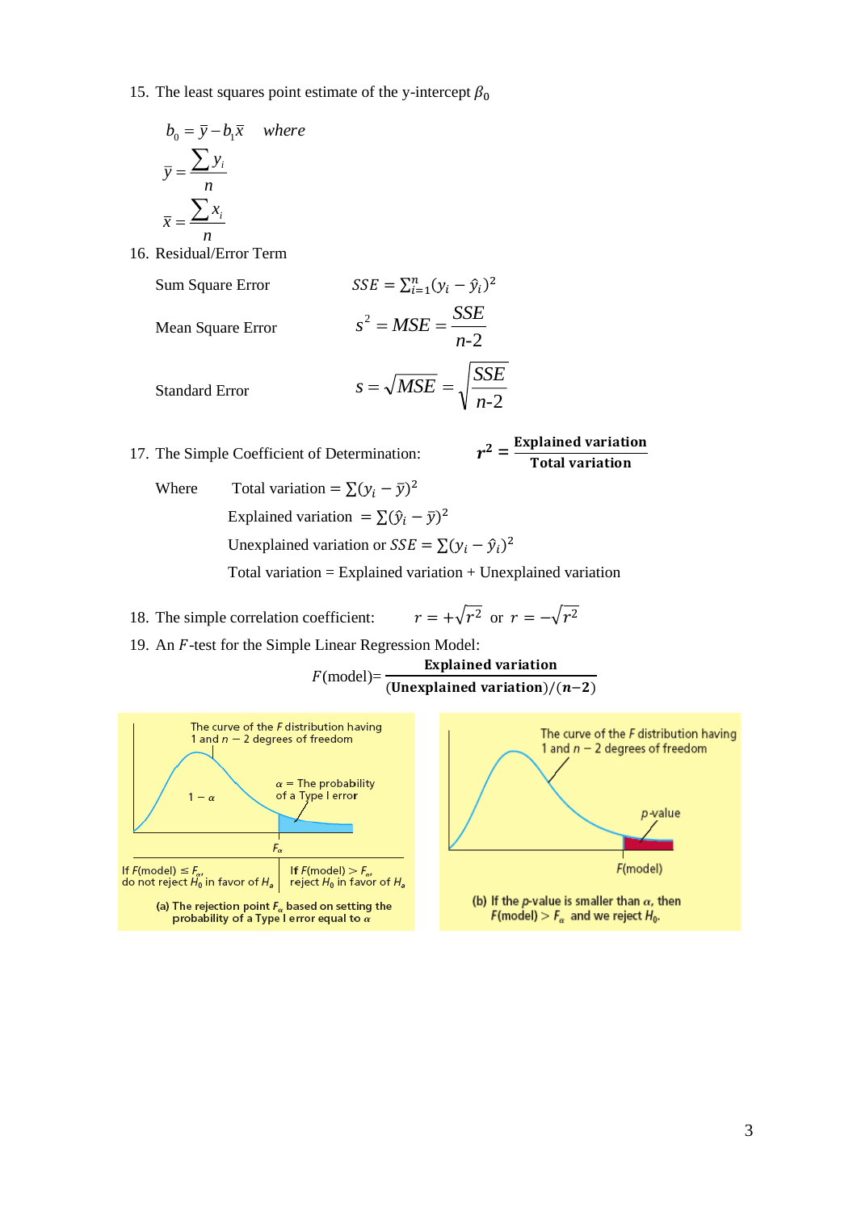15. The least squares point estimate of the y-intercept $\beta_0$

$$b_0 = \bar{y} - b_1\bar{x} \quad where$$

$$\bar{y} = \frac{\sum y_i}{n}$$

$$\bar{x} = \frac{\sum x_i}{n}$$

16. Residual/Error Term

Sum Square Error $\qquad SSE = \sum_{i=1}^{n}(y_i - \hat{y}_i)^2$

Mean Square Error $\qquad s^2 = MSE = \dfrac{SSE}{n\text{-}2}$

Standard Error $\qquad s = \sqrt{MSE} = \sqrt{\dfrac{SSE}{n\text{-}2}}$

17. The Simple Coefficient of Determination: $\qquad r^2 = \dfrac{\textbf{Explained variation}}{\textbf{Total variation}}$

Where $\qquad$ Total variation $= \sum(y_i - \bar{y})^2$

Explained variation $= \sum(\hat{y}_i - \bar{y})^2$

Unexplained variation or $SSE = \sum(y_i - \hat{y}_i)^2$

Total variation = Explained variation + Unexplained variation

18. The simple correlation coefficient: $\qquad r = +\sqrt{r^2}$ or $r = -\sqrt{r^2}$

19. An $F$-test for the Simple Linear Regression Model:

$$F(\text{model}) = \frac{\textbf{Explained variation}}{(\textbf{Unexplained variation})/(\boldsymbol{n-2})}$$

The curve of the $F$ distribution having 1 and $n - 2$ degrees of freedom

$1 - \alpha$

$\alpha$ = The probability of a Type I error

$F_\alpha$

If $F(\text{model}) \leq F_\alpha$, do not reject $H_0$ in favor of $H_a$

If $F(\text{model}) > F_\alpha$, reject $H_0$ in favor of $H_a$

(a) The rejection point $F_\alpha$ based on setting the probability of a Type I error equal to $\alpha$

The curve of the $F$ distribution having 1 and $n - 2$ degrees of freedom

$p$-value

$F(\text{model})$

(b) If the $p$-value is smaller than $\alpha$, then $F(\text{model}) > F_\alpha$ and we reject $H_0$.